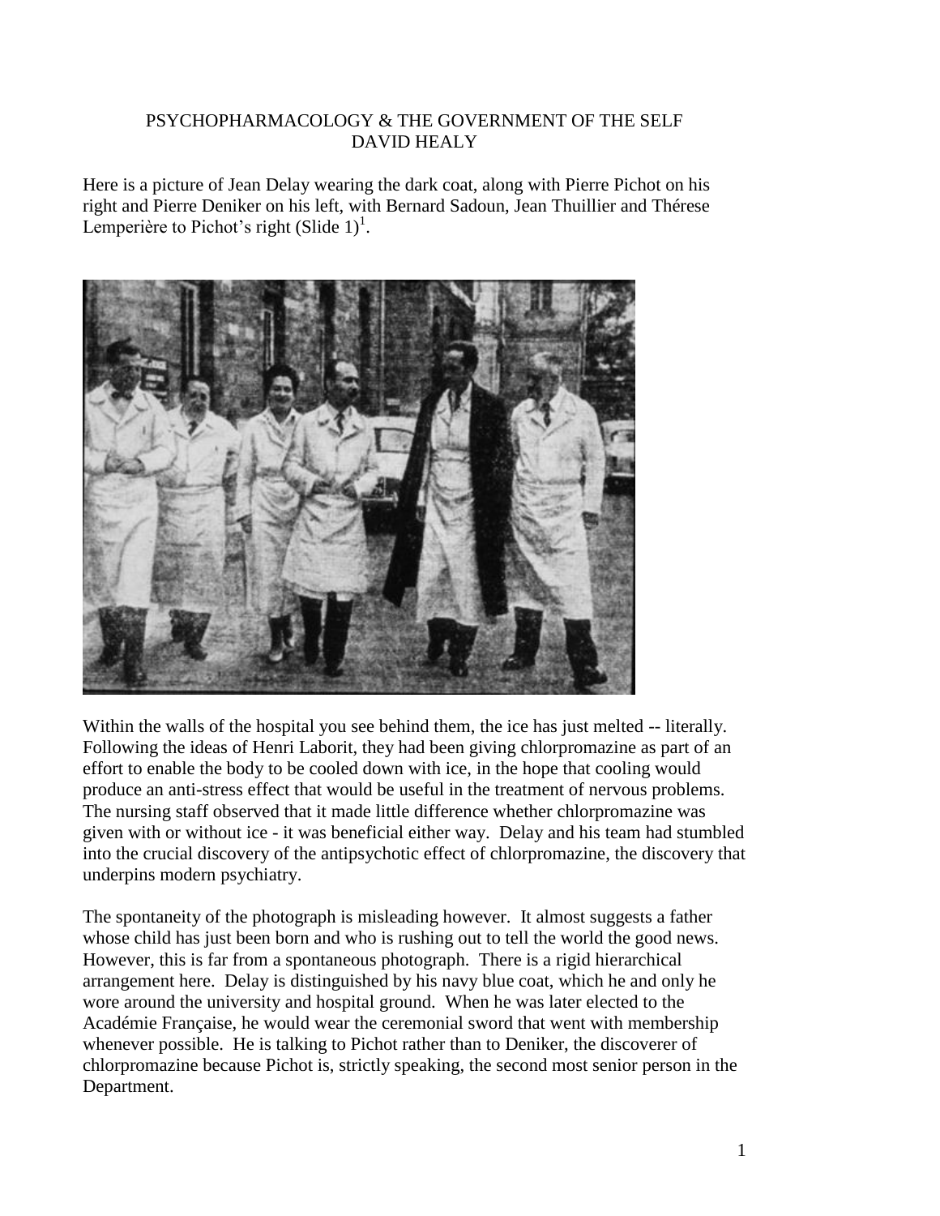# PSYCHOPHARMACOLOGY & THE GOVERNMENT OF THE SELF

## DAVID HEALY

Here is a picture of Jean Delay wearing the dark coat, along with Pierre Pichot on his right and Pierre Deniker on his left, with Bernard Sadoun, Jean Thuillier and Thérese Lemperière to Pichot's right (Slide 1)[1].

Within the walls of the hospital you see behind them, the ice has just melted -- literally. Following the ideas of Henri Laborit, they had been giving chlorpromazine as part of an effort to enable the body to be cooled down with ice, in the hope that cooling would produce an anti-stress effect that would be useful in the treatment of nervous problems. The nursing staff observed that it made little difference whether chlorpromazine was given with or without ice - it was beneficial either way. Delay and his team had stumbled into the crucial discovery of the antipsychotic effect of chlorpromazine, the discovery that underpins modern psychiatry.

The spontaneity of the photograph is misleading however. It almost suggests a father whose child has just been born and who is rushing out to tell the world the good news. However, this is far from a spontaneous photograph. There is a rigid hierarchical arrangement here. Delay is distinguished by his navy blue coat, which he and only he wore around the university and hospital ground. When he was later elected to the Académie Française, he would wear the ceremonial sword that went with membership whenever possible. He is talking to Pichot rather than to Deniker, the discoverer of chlorpromazine because Pichot is, strictly speaking, the second most senior person in the Department.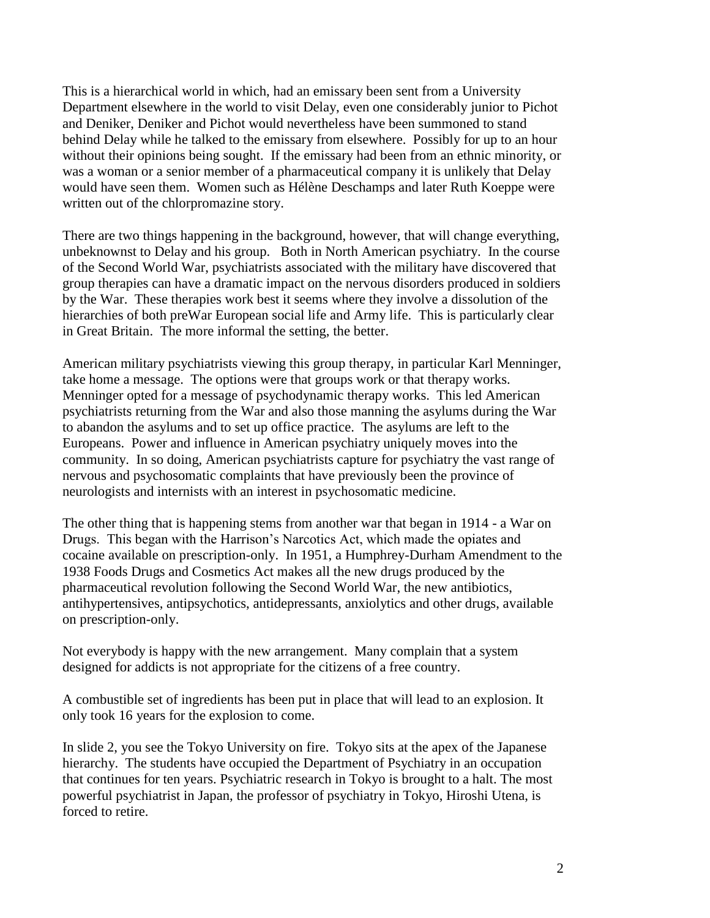This is a hierarchical world in which, had an emissary been sent from a University Department elsewhere in the world to visit Delay, even one considerably junior to Pichot and Deniker, Deniker and Pichot would nevertheless have been summoned to stand behind Delay while he talked to the emissary from elsewhere. Possibly for up to an hour without their opinions being sought. If the emissary had been from an ethnic minority, or was a woman or a senior member of a pharmaceutical company it is unlikely that Delay would have seen them. Women such as Hélène Deschamps and later Ruth Koeppe were written out of the chlorpromazine story.

There are two things happening in the background, however, that will change everything, unbeknownst to Delay and his group. Both in North American psychiatry. In the course of the Second World War, psychiatrists associated with the military have discovered that group therapies can have a dramatic impact on the nervous disorders produced in soldiers by the War. These therapies work best it seems where they involve a dissolution of the hierarchies of both preWar European social life and Army life. This is particularly clear in Great Britain. The more informal the setting, the better.

American military psychiatrists viewing this group therapy, in particular Karl Menninger, take home a message. The options were that groups work or that therapy works. Menninger opted for a message of psychodynamic therapy works. This led American psychiatrists returning from the War and also those manning the asylums during the War to abandon the asylums and to set up office practice. The asylums are left to the Europeans. Power and influence in American psychiatry uniquely moves into the community. In so doing, American psychiatrists capture for psychiatry the vast range of nervous and psychosomatic complaints that have previously been the province of neurologists and internists with an interest in psychosomatic medicine.

The other thing that is happening stems from another war that began in 1914 - a War on Drugs. This began with the Harrison's Narcotics Act, which made the opiates and cocaine available on prescription-only. In 1951, a Humphrey-Durham Amendment to the 1938 Foods Drugs and Cosmetics Act makes all the new drugs produced by the pharmaceutical revolution following the Second World War, the new antibiotics, antihypertensives, antipsychotics, antidepressants, anxiolytics and other drugs, available on prescription-only.

Not everybody is happy with the new arrangement. Many complain that a system designed for addicts is not appropriate for the citizens of a free country.

A combustible set of ingredients has been put in place that will lead to an explosion. It only took 16 years for the explosion to come.

In slide 2, you see the Tokyo University on fire. Tokyo sits at the apex of the Japanese hierarchy. The students have occupied the Department of Psychiatry in an occupation that continues for ten years. Psychiatric research in Tokyo is brought to a halt. The most powerful psychiatrist in Japan, the professor of psychiatry in Tokyo, Hiroshi Utena, is forced to retire.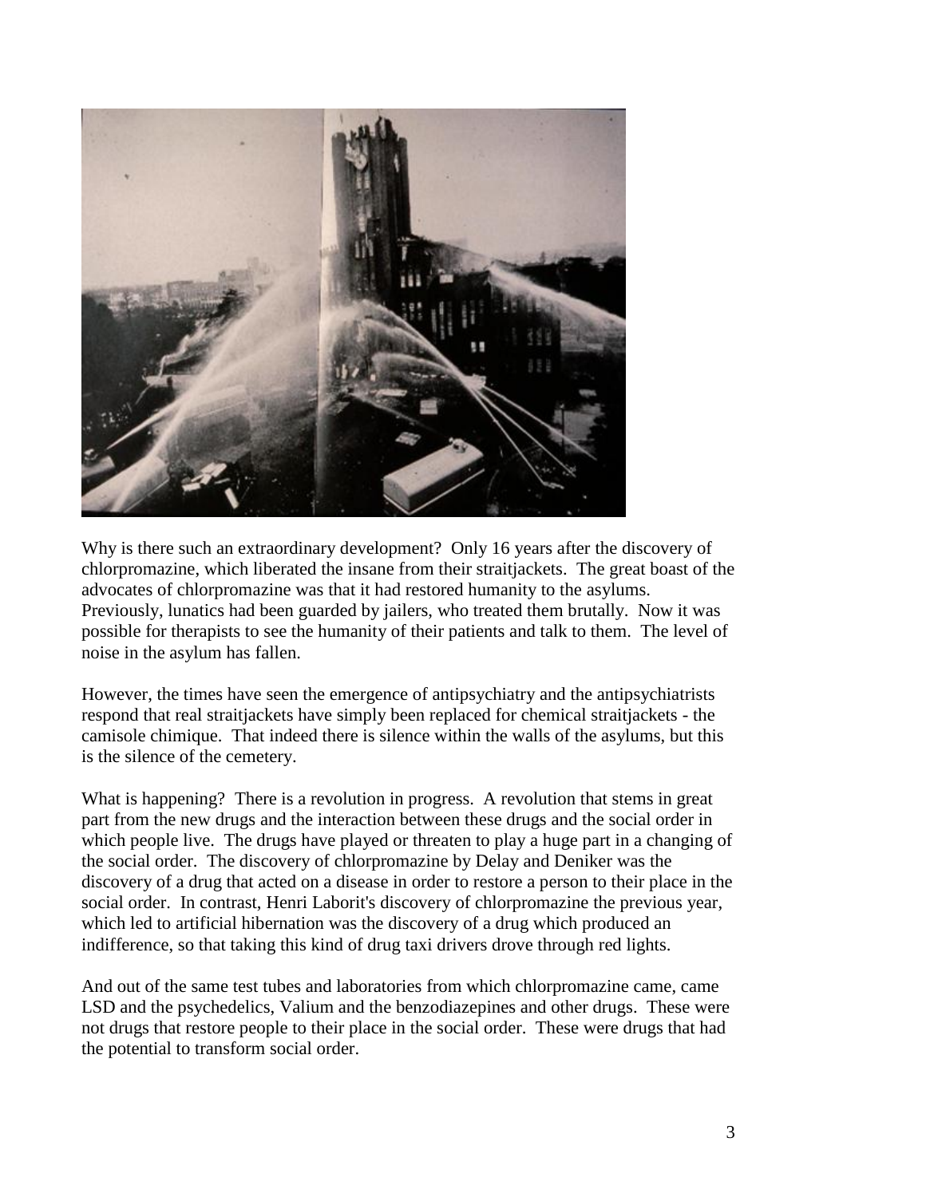Why is there such an extraordinary development? Only 16 years after the discovery of chlorpromazine, which liberated the insane from their straitjackets. The great boast of the advocates of chlorpromazine was that it had restored humanity to the asylums. Previously, lunatics had been guarded by jailers, who treated them brutally. Now it was possible for therapists to see the humanity of their patients and talk to them. The level of noise in the asylum has fallen.

However, the times have seen the emergence of antipsychiatry and the antipsychiatrists respond that real straitjackets have simply been replaced for chemical straitjackets - the camisole chimique. That indeed there is silence within the walls of the asylums, but this is the silence of the cemetery.

What is happening? There is a revolution in progress. A revolution that stems in great part from the new drugs and the interaction between these drugs and the social order in which people live. The drugs have played or threaten to play a huge part in a changing of the social order. The discovery of chlorpromazine by Delay and Deniker was the discovery of a drug that acted on a disease in order to restore a person to their place in the social order. In contrast, Henri Laborit's discovery of chlorpromazine the previous year, which led to artificial hibernation was the discovery of a drug which produced an indifference, so that taking this kind of drug taxi drivers drove through red lights.

And out of the same test tubes and laboratories from which chlorpromazine came, came LSD and the psychedelics, Valium and the benzodiazepines and other drugs. These were not drugs that restore people to their place in the social order. These were drugs that had the potential to transform social order.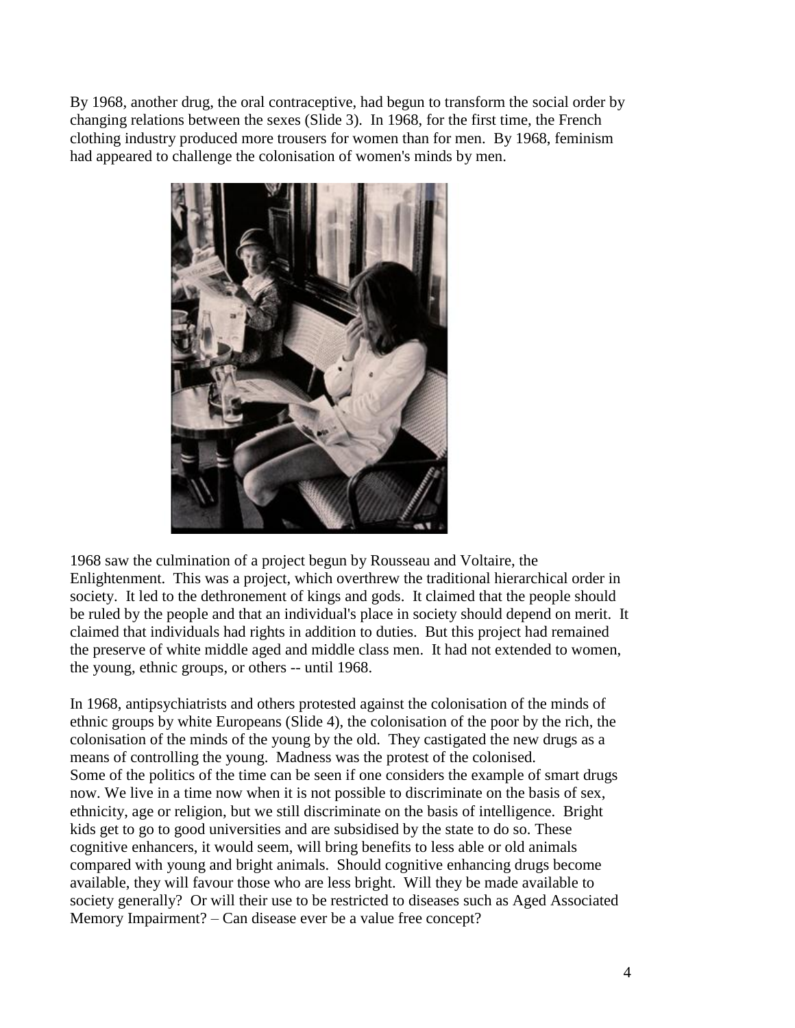By 1968, another drug, the oral contraceptive, had begun to transform the social order by changing relations between the sexes (Slide 3). In 1968, for the first time, the French clothing industry produced more trousers for women than for men. By 1968, feminism had appeared to challenge the colonisation of women's minds by men.

1968 saw the culmination of a project begun by Rousseau and Voltaire, the Enlightenment. This was a project, which overthrew the traditional hierarchical order in society. It led to the dethronement of kings and gods. It claimed that the people should be ruled by the people and that an individual's place in society should depend on merit. It claimed that individuals had rights in addition to duties. But this project had remained the preserve of white middle aged and middle class men. It had not extended to women, the young, ethnic groups, or others -- until 1968.

In 1968, antipsychiatrists and others protested against the colonisation of the minds of ethnic groups by white Europeans (Slide 4), the colonisation of the poor by the rich, the colonisation of the minds of the young by the old. They castigated the new drugs as a means of controlling the young. Madness was the protest of the colonised.
Some of the politics of the time can be seen if one considers the example of smart drugs now. We live in a time now when it is not possible to discriminate on the basis of sex, ethnicity, age or religion, but we still discriminate on the basis of intelligence. Bright kids get to go to good universities and are subsidised by the state to do so. These cognitive enhancers, it would seem, will bring benefits to less able or old animals compared with young and bright animals. Should cognitive enhancing drugs become available, they will favour those who are less bright. Will they be made available to society generally? Or will their use to be restricted to diseases such as Aged Associated Memory Impairment? – Can disease ever be a value free concept?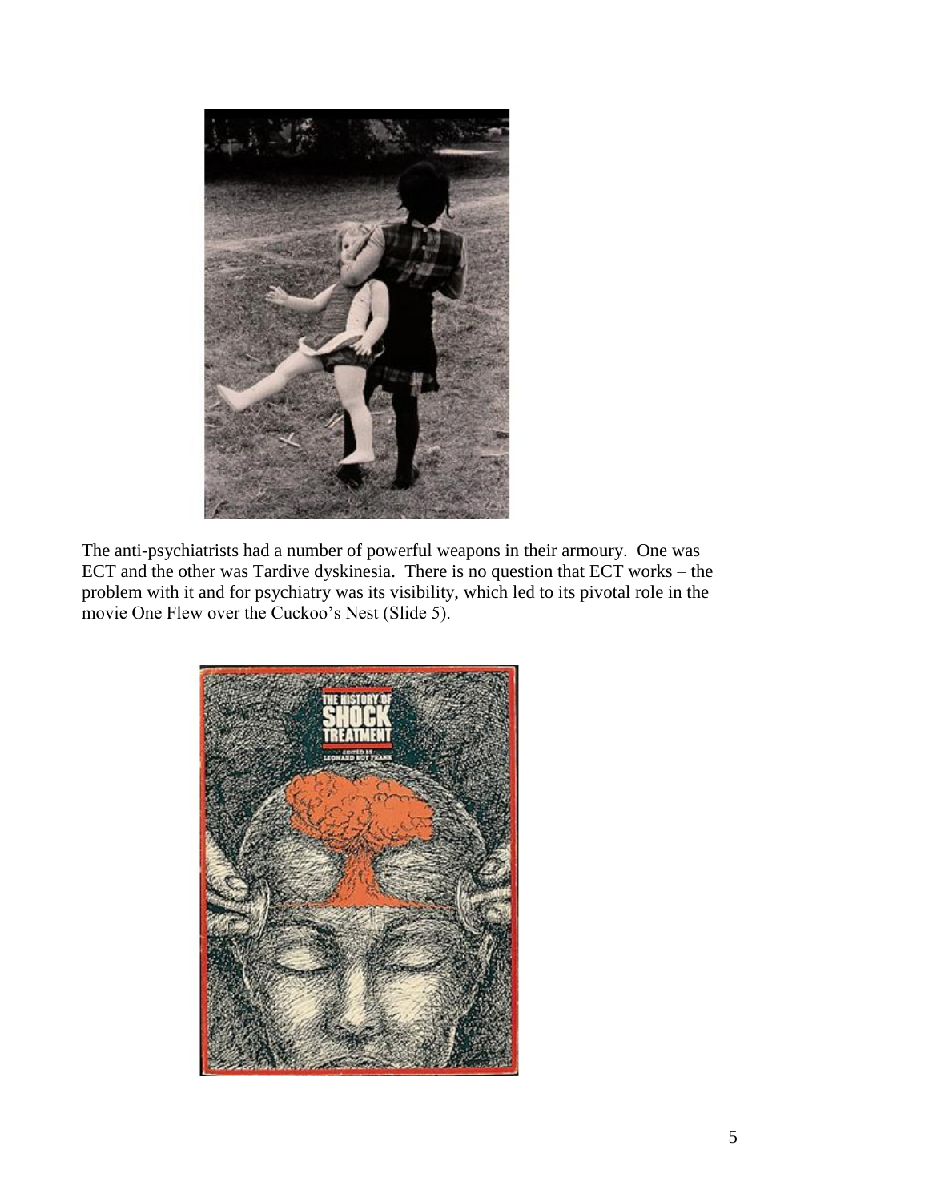The anti-psychiatrists had a number of powerful weapons in their armoury. One was ECT and the other was Tardive dyskinesia. There is no question that ECT works – the problem with it and for psychiatry was its visibility, which led to its pivotal role in the movie One Flew over the Cuckoo's Nest (Slide 5).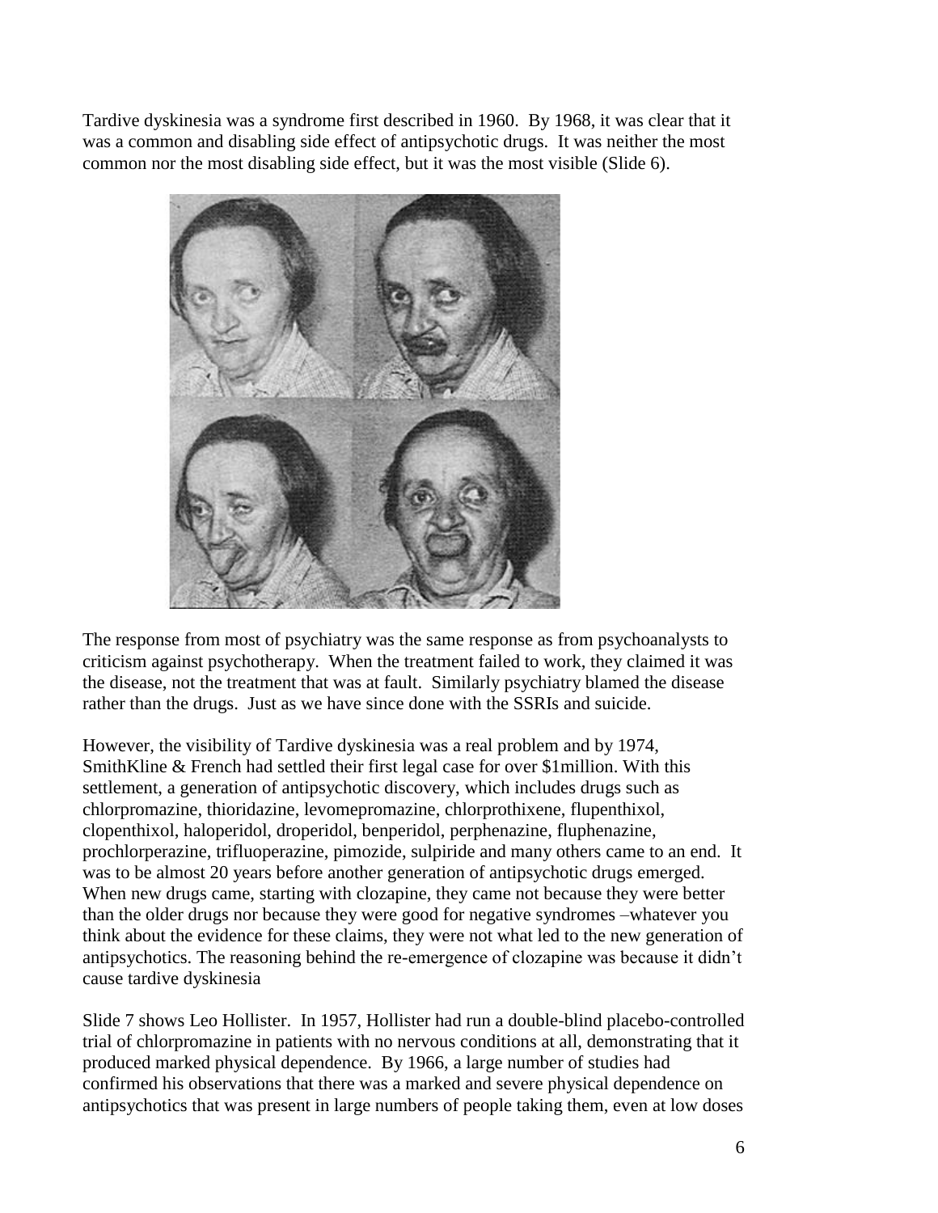Tardive dyskinesia was a syndrome first described in 1960. By 1968, it was clear that it was a common and disabling side effect of antipsychotic drugs. It was neither the most common nor the most disabling side effect, but it was the most visible (Slide 6).

The response from most of psychiatry was the same response as from psychoanalysts to criticism against psychotherapy. When the treatment failed to work, they claimed it was the disease, not the treatment that was at fault. Similarly psychiatry blamed the disease rather than the drugs. Just as we have since done with the SSRIs and suicide.

However, the visibility of Tardive dyskinesia was a real problem and by 1974, SmithKline & French had settled their first legal case for over $1million. With this settlement, a generation of antipsychotic discovery, which includes drugs such as chlorpromazine, thioridazine, levomepromazine, chlorprothixene, flupenthixol, clopenthixol, haloperidol, droperidol, benperidol, perphenazine, fluphenazine, prochlorperazine, trifluoperazine, pimozide, sulpiride and many others came to an end. It was to be almost 20 years before another generation of antipsychotic drugs emerged. When new drugs came, starting with clozapine, they came not because they were better than the older drugs nor because they were good for negative syndromes –whatever you think about the evidence for these claims, they were not what led to the new generation of antipsychotics. The reasoning behind the re-emergence of clozapine was because it didn't cause tardive dyskinesia

Slide 7 shows Leo Hollister. In 1957, Hollister had run a double-blind placebo-controlled trial of chlorpromazine in patients with no nervous conditions at all, demonstrating that it produced marked physical dependence. By 1966, a large number of studies had confirmed his observations that there was a marked and severe physical dependence on antipsychotics that was present in large numbers of people taking them, even at low doses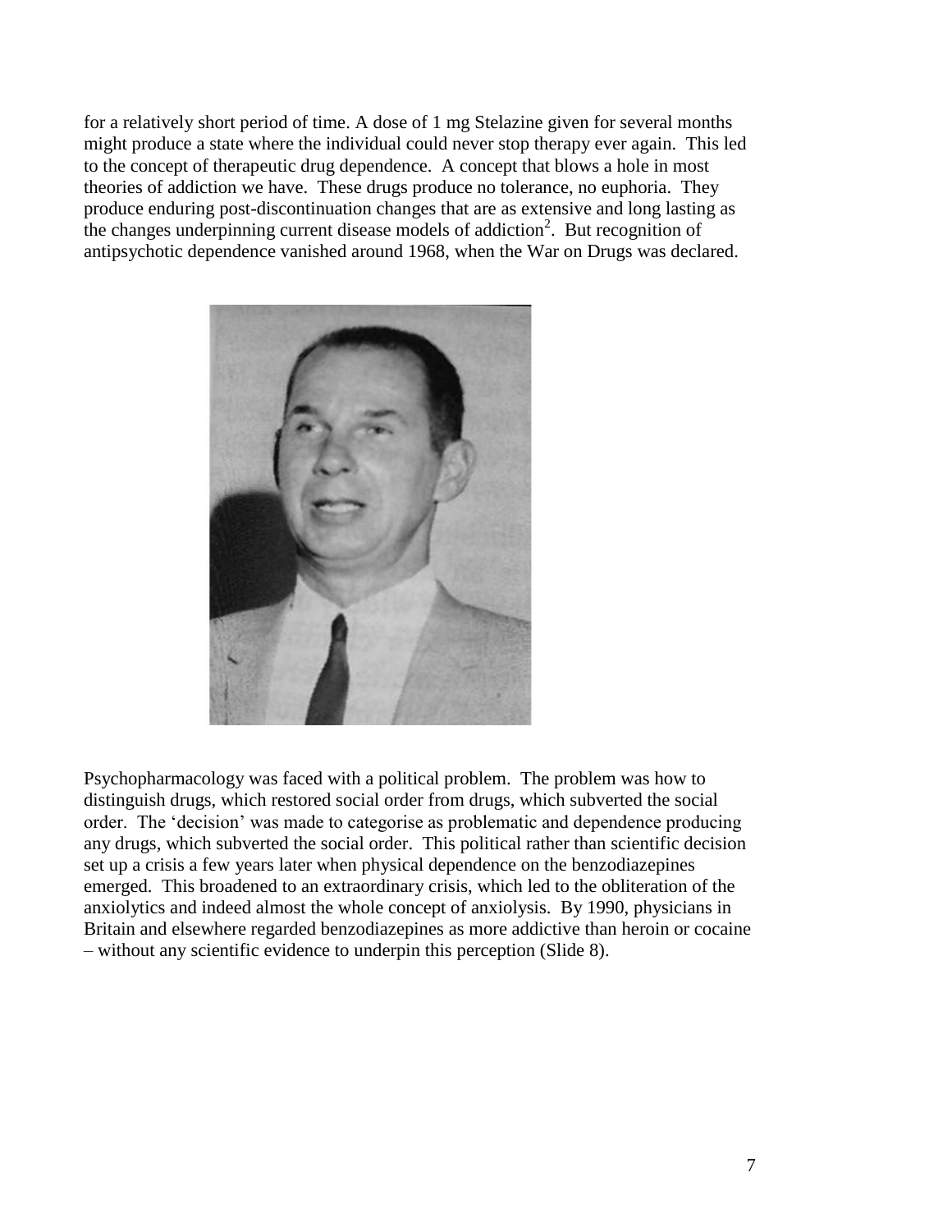for a relatively short period of time. A dose of 1 mg Stelazine given for several months might produce a state where the individual could never stop therapy ever again. This led to the concept of therapeutic drug dependence. A concept that blows a hole in most theories of addiction we have. These drugs produce no tolerance, no euphoria. They produce enduring post-discontinuation changes that are as extensive and long lasting as the changes underpinning current disease models of addiction[2]. But recognition of antipsychotic dependence vanished around 1968, when the War on Drugs was declared.

Psychopharmacology was faced with a political problem. The problem was how to distinguish drugs, which restored social order from drugs, which subverted the social order. The 'decision' was made to categorise as problematic and dependence producing any drugs, which subverted the social order. This political rather than scientific decision set up a crisis a few years later when physical dependence on the benzodiazepines emerged. This broadened to an extraordinary crisis, which led to the obliteration of the anxiolytics and indeed almost the whole concept of anxiolysis. By 1990, physicians in Britain and elsewhere regarded benzodiazepines as more addictive than heroin or cocaine – without any scientific evidence to underpin this perception (Slide 8).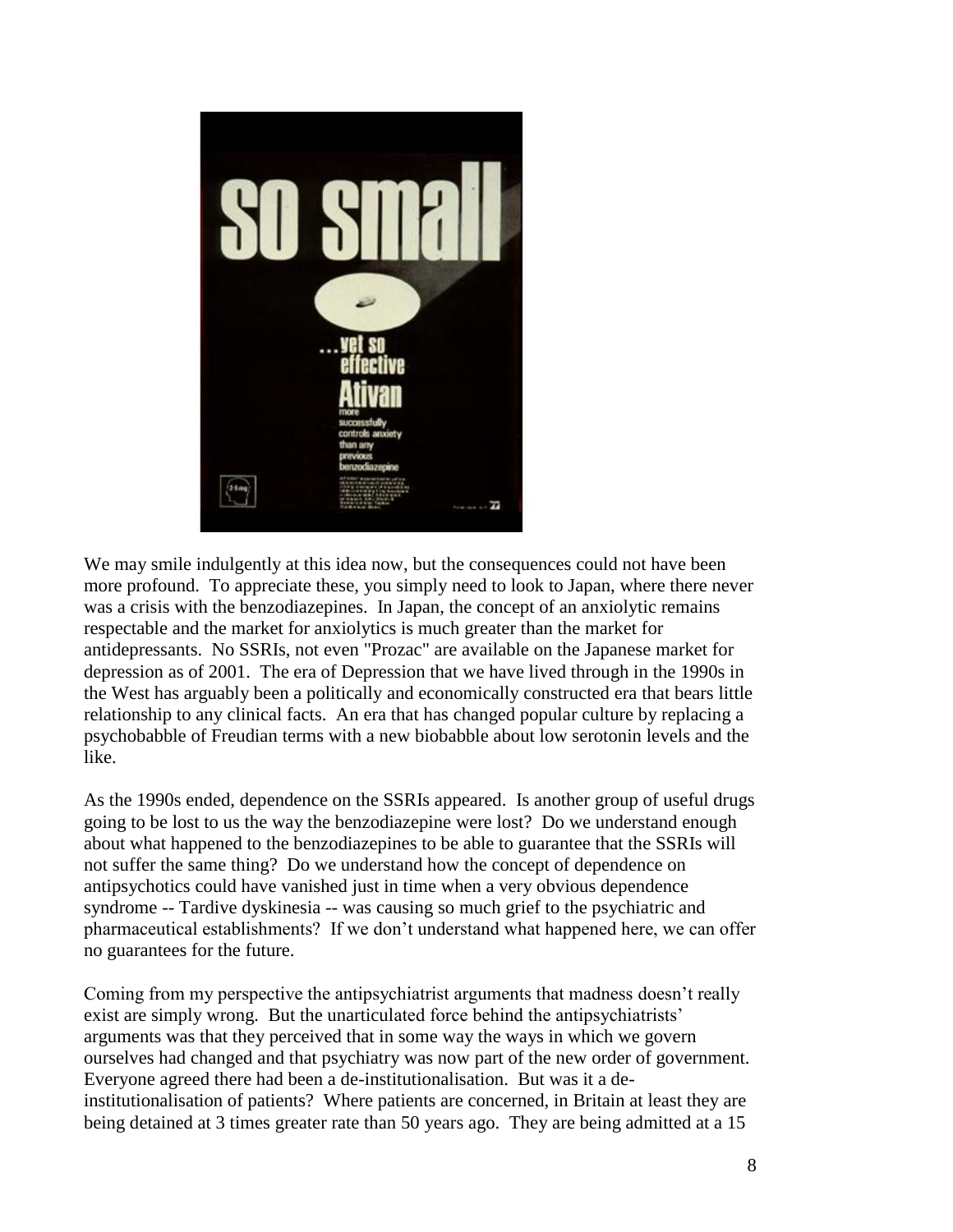We may smile indulgently at this idea now, but the consequences could not have been more profound. To appreciate these, you simply need to look to Japan, where there never was a crisis with the benzodiazepines. In Japan, the concept of an anxiolytic remains respectable and the market for anxiolytics is much greater than the market for antidepressants. No SSRIs, not even "Prozac" are available on the Japanese market for depression as of 2001. The era of Depression that we have lived through in the 1990s in the West has arguably been a politically and economically constructed era that bears little relationship to any clinical facts. An era that has changed popular culture by replacing a psychobabble of Freudian terms with a new biobabble about low serotonin levels and the like.

As the 1990s ended, dependence on the SSRIs appeared. Is another group of useful drugs going to be lost to us the way the benzodiazepine were lost? Do we understand enough about what happened to the benzodiazepines to be able to guarantee that the SSRIs will not suffer the same thing? Do we understand how the concept of dependence on antipsychotics could have vanished just in time when a very obvious dependence syndrome -- Tardive dyskinesia -- was causing so much grief to the psychiatric and pharmaceutical establishments? If we don't understand what happened here, we can offer no guarantees for the future.

Coming from my perspective the antipsychiatrist arguments that madness doesn't really exist are simply wrong. But the unarticulated force behind the antipsychiatrists' arguments was that they perceived that in some way the ways in which we govern ourselves had changed and that psychiatry was now part of the new order of government. Everyone agreed there had been a de-institutionalisation. But was it a de-institutionalisation of patients? Where patients are concerned, in Britain at least they are being detained at 3 times greater rate than 50 years ago. They are being admitted at a 15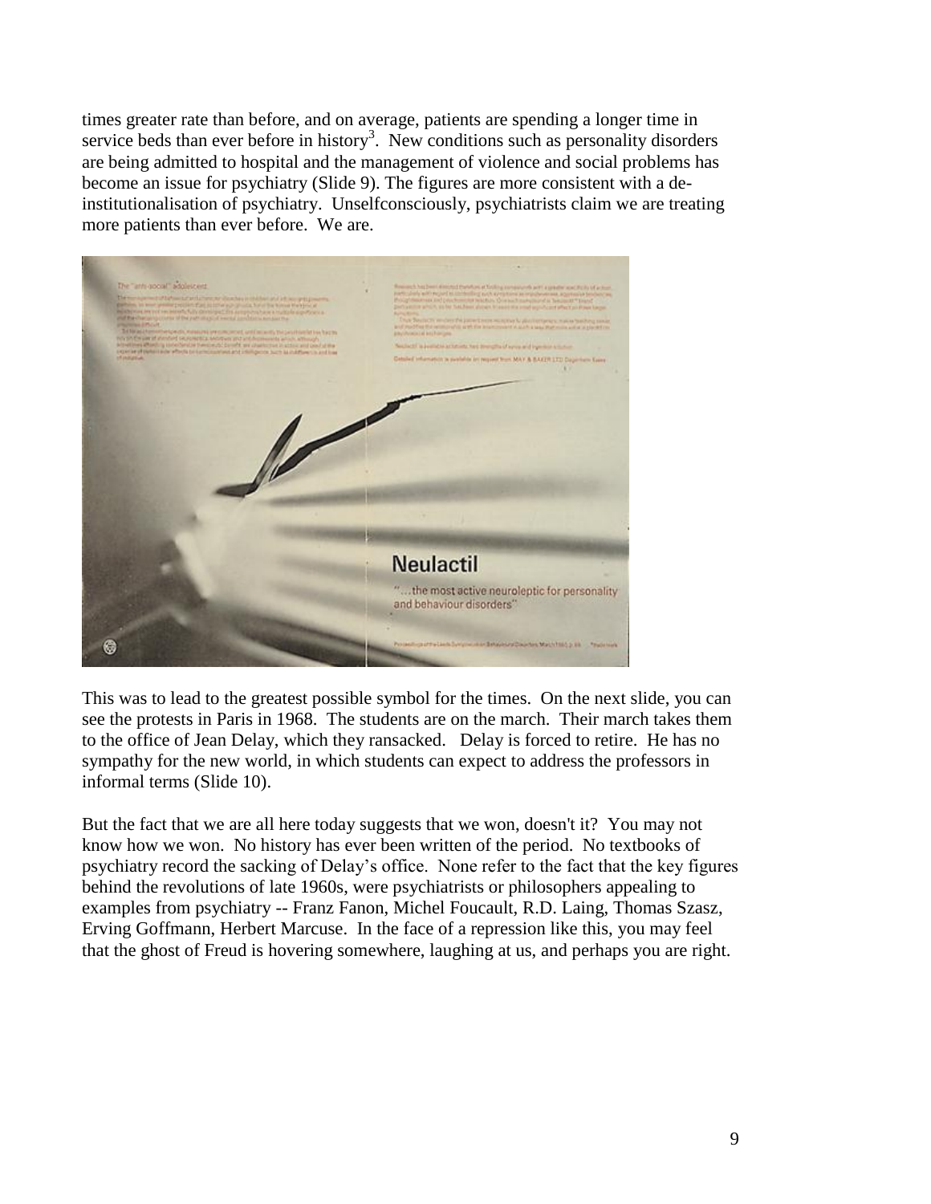times greater rate than before, and on average, patients are spending a longer time in service beds than ever before in history[3]. New conditions such as personality disorders are being admitted to hospital and the management of violence and social problems has become an issue for psychiatry (Slide 9). The figures are more consistent with a de-institutionalisation of psychiatry. Unselfconsciously, psychiatrists claim we are treating more patients than ever before. We are.

This was to lead to the greatest possible symbol for the times. On the next slide, you can see the protests in Paris in 1968. The students are on the march. Their march takes them to the office of Jean Delay, which they ransacked. Delay is forced to retire. He has no sympathy for the new world, in which students can expect to address the professors in informal terms (Slide 10).

But the fact that we are all here today suggests that we won, doesn't it? You may not know how we won. No history has ever been written of the period. No textbooks of psychiatry record the sacking of Delay's office. None refer to the fact that the key figures behind the revolutions of late 1960s, were psychiatrists or philosophers appealing to examples from psychiatry -- Franz Fanon, Michel Foucault, R.D. Laing, Thomas Szasz, Erving Goffmann, Herbert Marcuse. In the face of a repression like this, you may feel that the ghost of Freud is hovering somewhere, laughing at us, and perhaps you are right.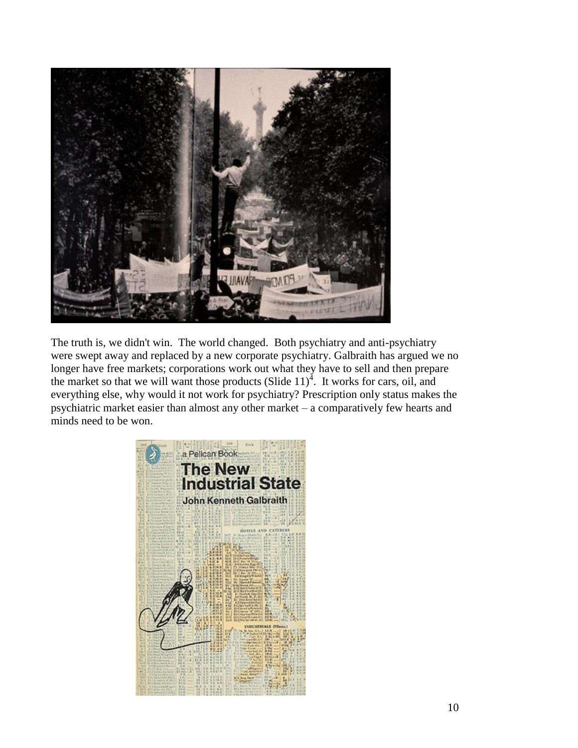The truth is, we didn't win. The world changed. Both psychiatry and anti-psychiatry were swept away and replaced by a new corporate psychiatry. Galbraith has argued we no longer have free markets; corporations work out what they have to sell and then prepare the market so that we will want those products (Slide 11)[4]. It works for cars, oil, and everything else, why would it not work for psychiatry? Prescription only status makes the psychiatric market easier than almost any other market – a comparatively few hearts and minds need to be won.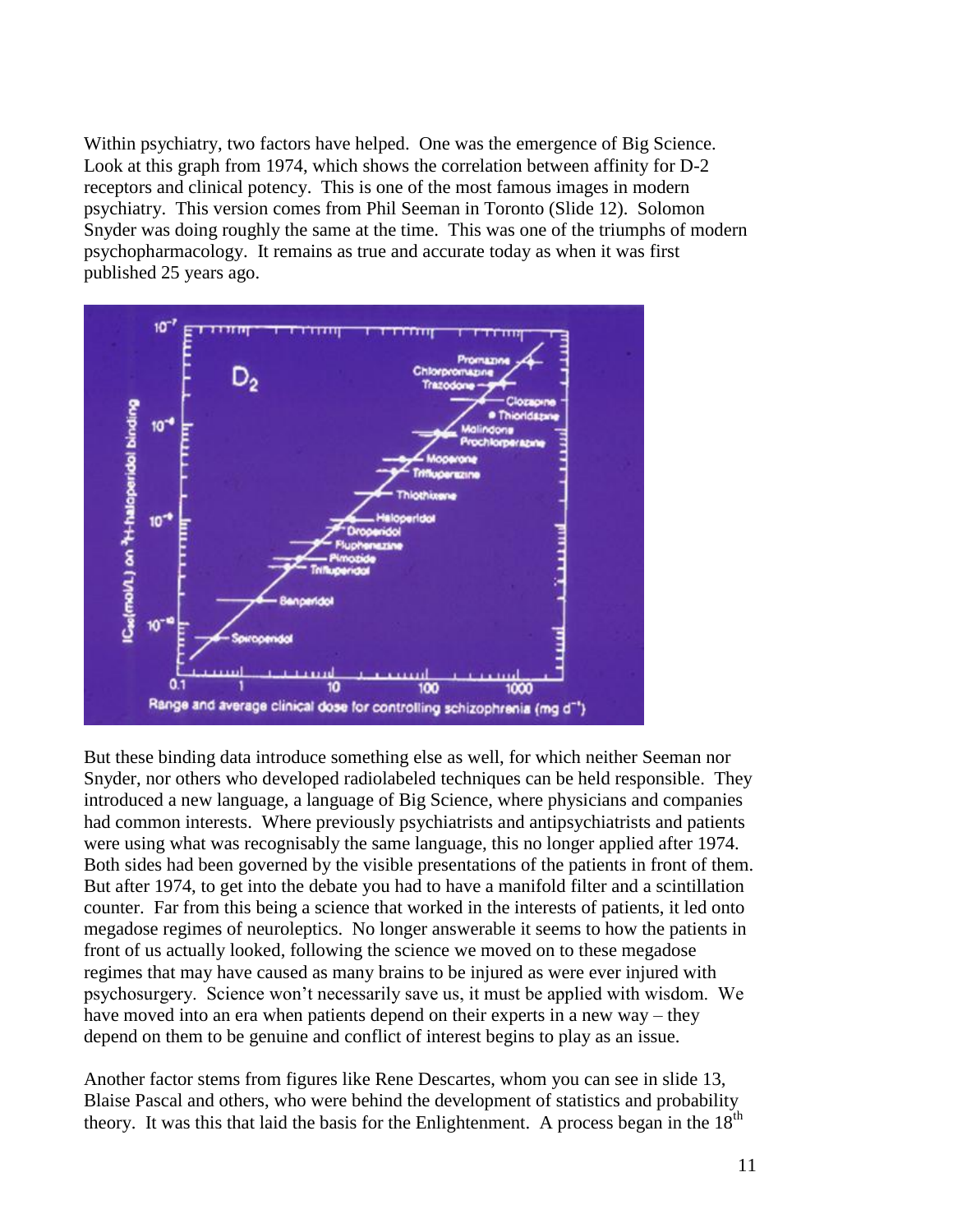Within psychiatry, two factors have helped. One was the emergence of Big Science. Look at this graph from 1974, which shows the correlation between affinity for D-2 receptors and clinical potency. This is one of the most famous images in modern psychiatry. This version comes from Phil Seeman in Toronto (Slide 12). Solomon Snyder was doing roughly the same at the time. This was one of the triumphs of modern psychopharmacology. It remains as true and accurate today as when it was first published 25 years ago.

$D_2$

$IC_{50}$(mol/L) on $^3$H-haloperidol binding

$10^{-7}$

$10^{-8}$

$10^{-9}$

$10^{-10}$

Promazine

Chlorpromazine

Trazodone

Clozapine

Thioridazine

Molindone

Prochlorperazine

Moperone

Trifluperazine

Thiothixene

Haloperidol

Droperidol

Fluphenazine

Pimozide

Trifluperidol

Benperidol

Spiroperidol

0.1 1 10 100 1000

Range and average clinical dose for controlling schizophrenia (mg $d^{-1}$)

But these binding data introduce something else as well, for which neither Seeman nor Snyder, nor others who developed radiolabeled techniques can be held responsible. They introduced a new language, a language of Big Science, where physicians and companies had common interests. Where previously psychiatrists and antipsychiatrists and patients were using what was recognisably the same language, this no longer applied after 1974. Both sides had been governed by the visible presentations of the patients in front of them. But after 1974, to get into the debate you had to have a manifold filter and a scintillation counter. Far from this being a science that worked in the interests of patients, it led onto megadose regimes of neuroleptics. No longer answerable it seems to how the patients in front of us actually looked, following the science we moved on to these megadose regimes that may have caused as many brains to be injured as were ever injured with psychosurgery. Science won't necessarily save us, it must be applied with wisdom. We have moved into an era when patients depend on their experts in a new way – they depend on them to be genuine and conflict of interest begins to play as an issue.

Another factor stems from figures like Rene Descartes, whom you can see in slide 13, Blaise Pascal and others, who were behind the development of statistics and probability theory. It was this that laid the basis for the Enlightenment. A process began in the 18th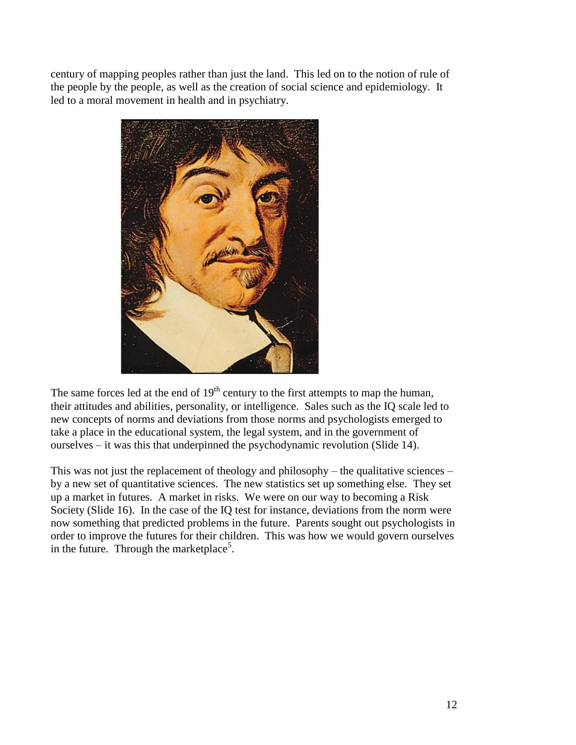century of mapping peoples rather than just the land. This led on to the notion of rule of the people by the people, as well as the creation of social science and epidemiology. It led to a moral movement in health and in psychiatry.

The same forces led at the end of 19th century to the first attempts to map the human, their attitudes and abilities, personality, or intelligence. Sales such as the IQ scale led to new concepts of norms and deviations from those norms and psychologists emerged to take a place in the educational system, the legal system, and in the government of ourselves – it was this that underpinned the psychodynamic revolution (Slide 14).

This was not just the replacement of theology and philosophy – the qualitative sciences – by a new set of quantitative sciences. The new statistics set up something else. They set up a market in futures. A market in risks. We were on our way to becoming a Risk Society (Slide 16). In the case of the IQ test for instance, deviations from the norm were now something that predicted problems in the future. Parents sought out psychologists in order to improve the futures for their children. This was how we would govern ourselves in the future. Through the marketplace[5].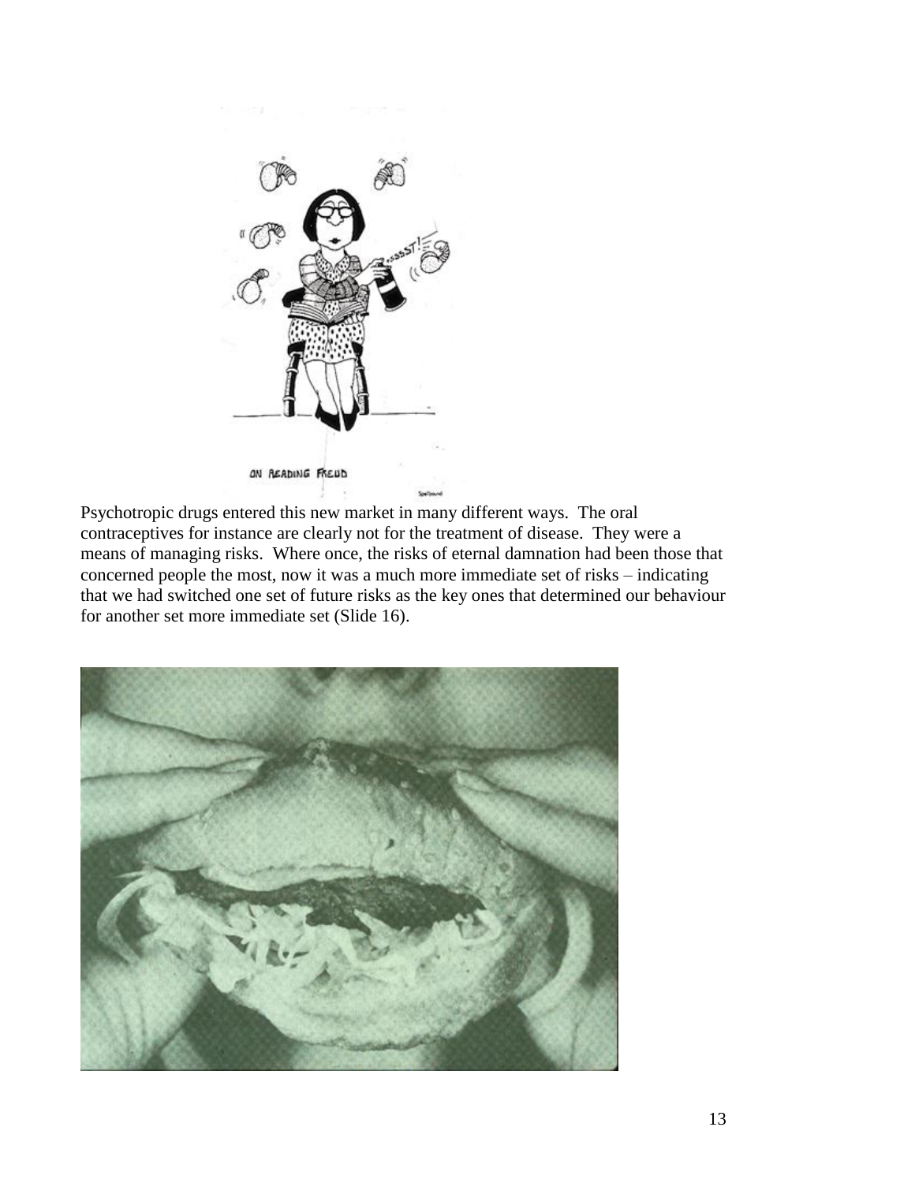ON READING FREUD

Psychotropic drugs entered this new market in many different ways. The oral contraceptives for instance are clearly not for the treatment of disease. They were a means of managing risks. Where once, the risks of eternal damnation had been those that concerned people the most, now it was a much more immediate set of risks – indicating that we had switched one set of future risks as the key ones that determined our behaviour for another set more immediate set (Slide 16).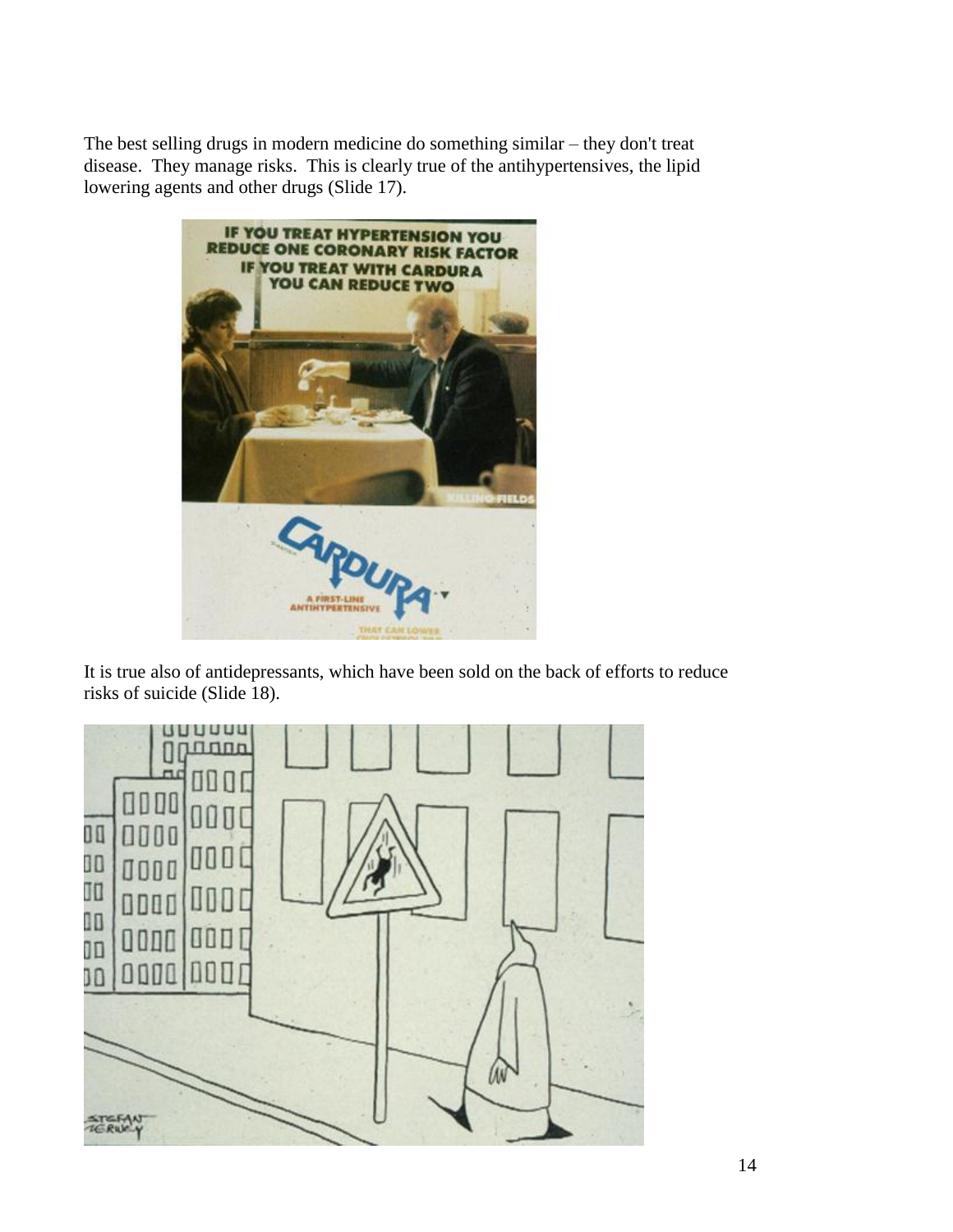The best selling drugs in modern medicine do something similar – they don't treat disease. They manage risks. This is clearly true of the antihypertensives, the lipid lowering agents and other drugs (Slide 17).

It is true also of antidepressants, which have been sold on the back of efforts to reduce risks of suicide (Slide 18).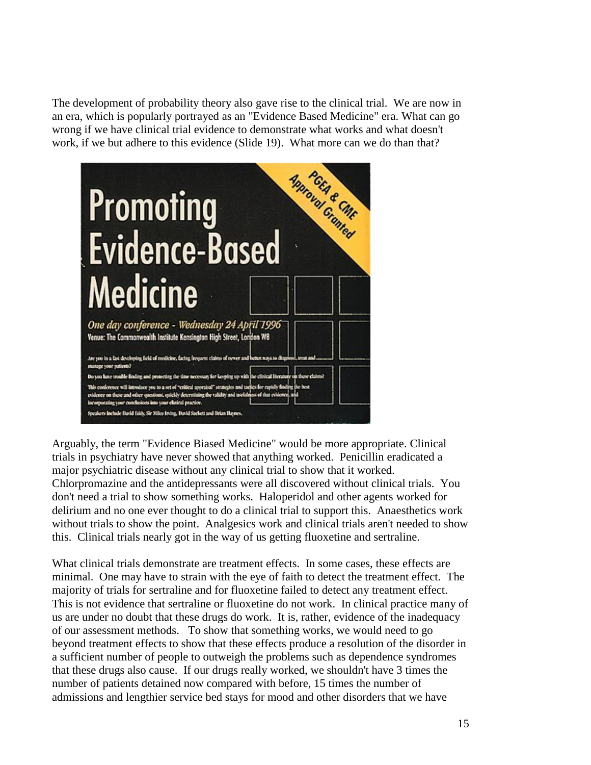The development of probability theory also gave rise to the clinical trial. We are now in an era, which is popularly portrayed as an "Evidence Based Medicine" era. What can go wrong if we have clinical trial evidence to demonstrate what works and what doesn't work, if we but adhere to this evidence (Slide 19). What more can we do than that?

Promoting Evidence-Based Medicine

PGEA & CME Approval Granted

One day conference - Wednesday 24 April 1996

Venue: The Commonwealth Institute Kensington High Street, London W8

Are you in a fast developing field of medicine, facing frequent claims of newer and better ways to diagnose, treat and manage your patients?

Do you have trouble finding and protecting the time necessary for keeping up with the clinical literature on these claims?

This conference will introduce you to a set of "critical appraisal" strategies and tactics for rapidly finding the best evidence on these and other questions, quickly determining the validity and usefulness of that evidence, and incorporating your conclusions into your clinical practice.

Speakers include David Eddy, Sir Miles Irving, David Sackett and Brian Haynes.

Arguably, the term "Evidence Biased Medicine" would be more appropriate. Clinical trials in psychiatry have never showed that anything worked. Penicillin eradicated a major psychiatric disease without any clinical trial to show that it worked. Chlorpromazine and the antidepressants were all discovered without clinical trials. You don't need a trial to show something works. Haloperidol and other agents worked for delirium and no one ever thought to do a clinical trial to support this. Anaesthetics work without trials to show the point. Analgesics work and clinical trials aren't needed to show this. Clinical trials nearly got in the way of us getting fluoxetine and sertraline.

What clinical trials demonstrate are treatment effects. In some cases, these effects are minimal. One may have to strain with the eye of faith to detect the treatment effect. The majority of trials for sertraline and for fluoxetine failed to detect any treatment effect. This is not evidence that sertraline or fluoxetine do not work. In clinical practice many of us are under no doubt that these drugs do work. It is, rather, evidence of the inadequacy of our assessment methods. To show that something works, we would need to go beyond treatment effects to show that these effects produce a resolution of the disorder in a sufficient number of people to outweigh the problems such as dependence syndromes that these drugs also cause. If our drugs really worked, we shouldn't have 3 times the number of patients detained now compared with before, 15 times the number of admissions and lengthier service bed stays for mood and other disorders that we have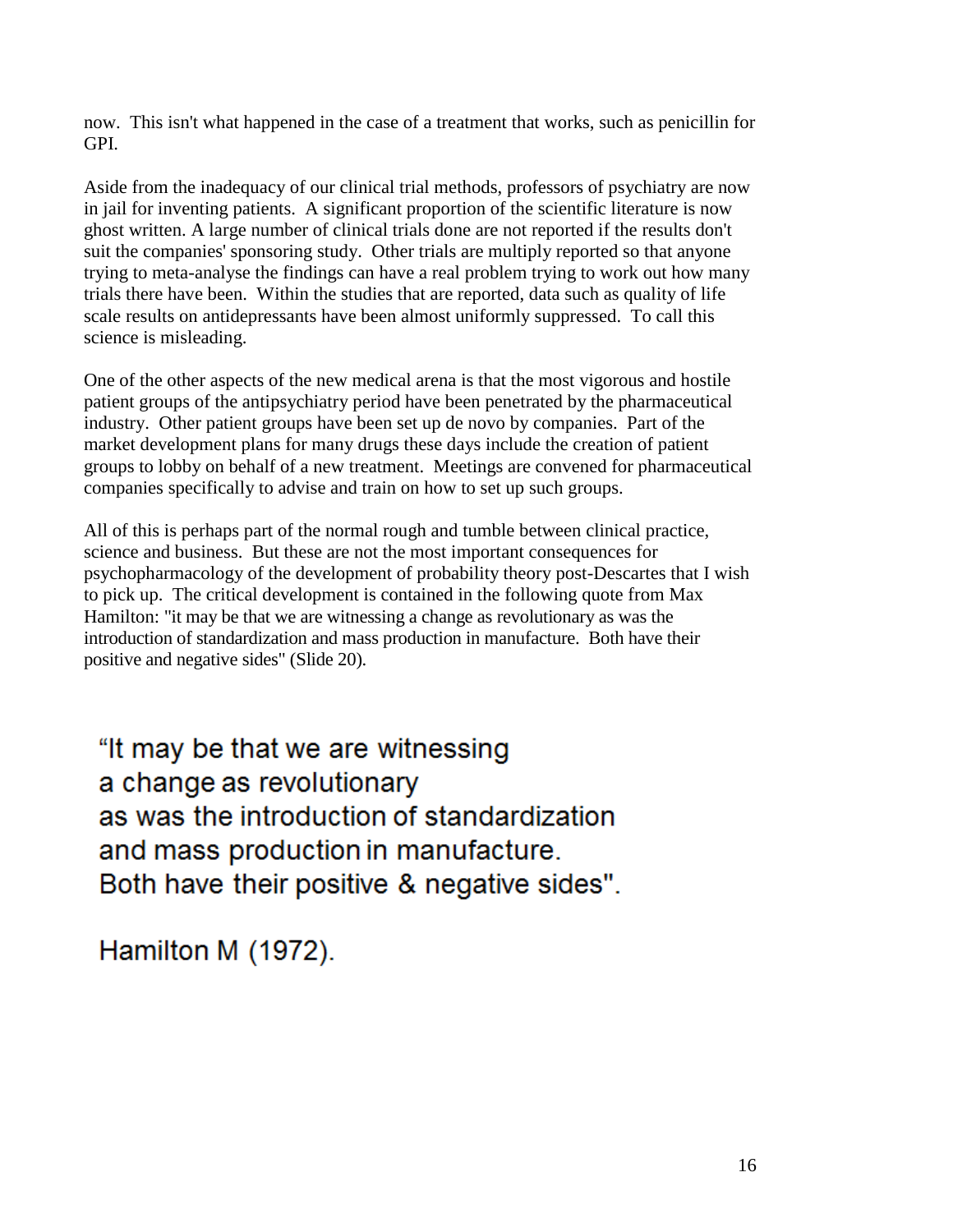now. This isn't what happened in the case of a treatment that works, such as penicillin for GPI.

Aside from the inadequacy of our clinical trial methods, professors of psychiatry are now in jail for inventing patients. A significant proportion of the scientific literature is now ghost written. A large number of clinical trials done are not reported if the results don't suit the companies' sponsoring study. Other trials are multiply reported so that anyone trying to meta-analyse the findings can have a real problem trying to work out how many trials there have been. Within the studies that are reported, data such as quality of life scale results on antidepressants have been almost uniformly suppressed. To call this science is misleading.

One of the other aspects of the new medical arena is that the most vigorous and hostile patient groups of the antipsychiatry period have been penetrated by the pharmaceutical industry. Other patient groups have been set up de novo by companies. Part of the market development plans for many drugs these days include the creation of patient groups to lobby on behalf of a new treatment. Meetings are convened for pharmaceutical companies specifically to advise and train on how to set up such groups.

All of this is perhaps part of the normal rough and tumble between clinical practice, science and business. But these are not the most important consequences for psychopharmacology of the development of probability theory post-Descartes that I wish to pick up. The critical development is contained in the following quote from Max Hamilton: "it may be that we are witnessing a change as revolutionary as was the introduction of standardization and mass production in manufacture. Both have their positive and negative sides" (Slide 20).

"It may be that we are witnessing
a change as revolutionary
as was the introduction of standardization
and mass production in manufacture.
Both have their positive & negative sides".

Hamilton M (1972).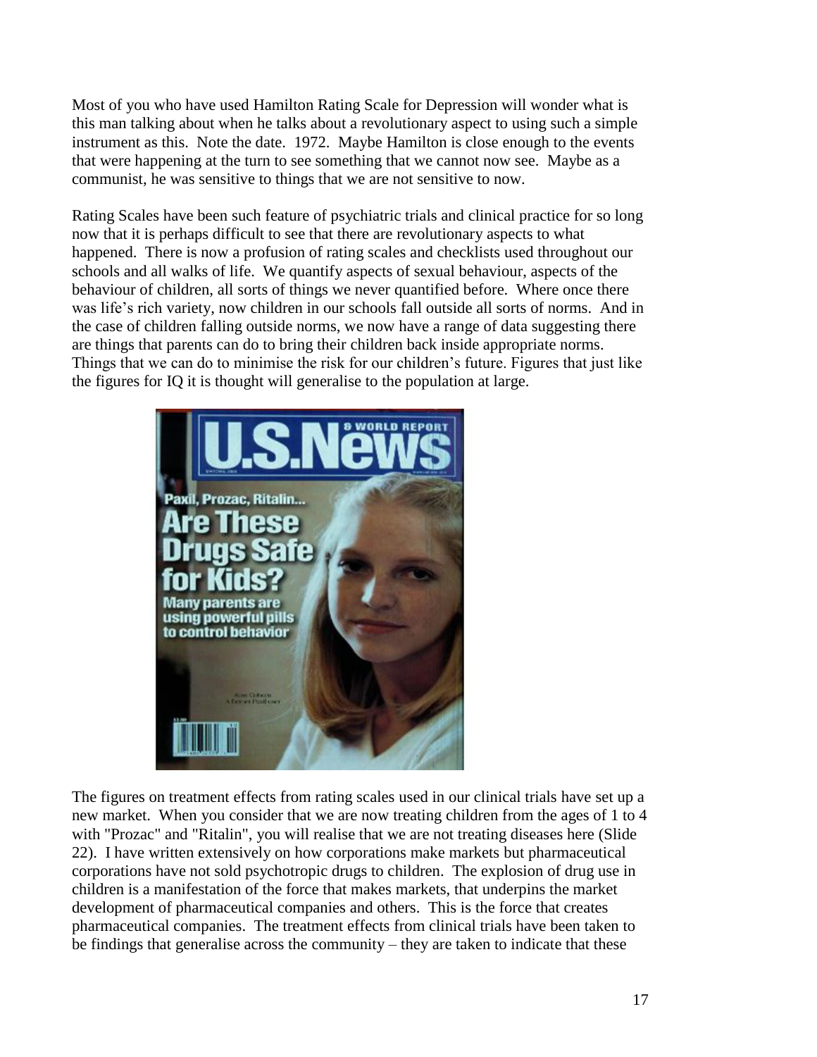Most of you who have used Hamilton Rating Scale for Depression will wonder what is this man talking about when he talks about a revolutionary aspect to using such a simple instrument as this. Note the date. 1972. Maybe Hamilton is close enough to the events that were happening at the turn to see something that we cannot now see. Maybe as a communist, he was sensitive to things that we are not sensitive to now.

Rating Scales have been such feature of psychiatric trials and clinical practice for so long now that it is perhaps difficult to see that there are revolutionary aspects to what happened. There is now a profusion of rating scales and checklists used throughout our schools and all walks of life. We quantify aspects of sexual behaviour, aspects of the behaviour of children, all sorts of things we never quantified before. Where once there was life's rich variety, now children in our schools fall outside all sorts of norms. And in the case of children falling outside norms, we now have a range of data suggesting there are things that parents can do to bring their children back inside appropriate norms. Things that we can do to minimise the risk for our children's future. Figures that just like the figures for IQ it is thought will generalise to the population at large.

The figures on treatment effects from rating scales used in our clinical trials have set up a new market. When you consider that we are now treating children from the ages of 1 to 4 with "Prozac" and "Ritalin", you will realise that we are not treating diseases here (Slide 22). I have written extensively on how corporations make markets but pharmaceutical corporations have not sold psychotropic drugs to children. The explosion of drug use in children is a manifestation of the force that makes markets, that underpins the market development of pharmaceutical companies and others. This is the force that creates pharmaceutical companies. The treatment effects from clinical trials have been taken to be findings that generalise across the community – they are taken to indicate that these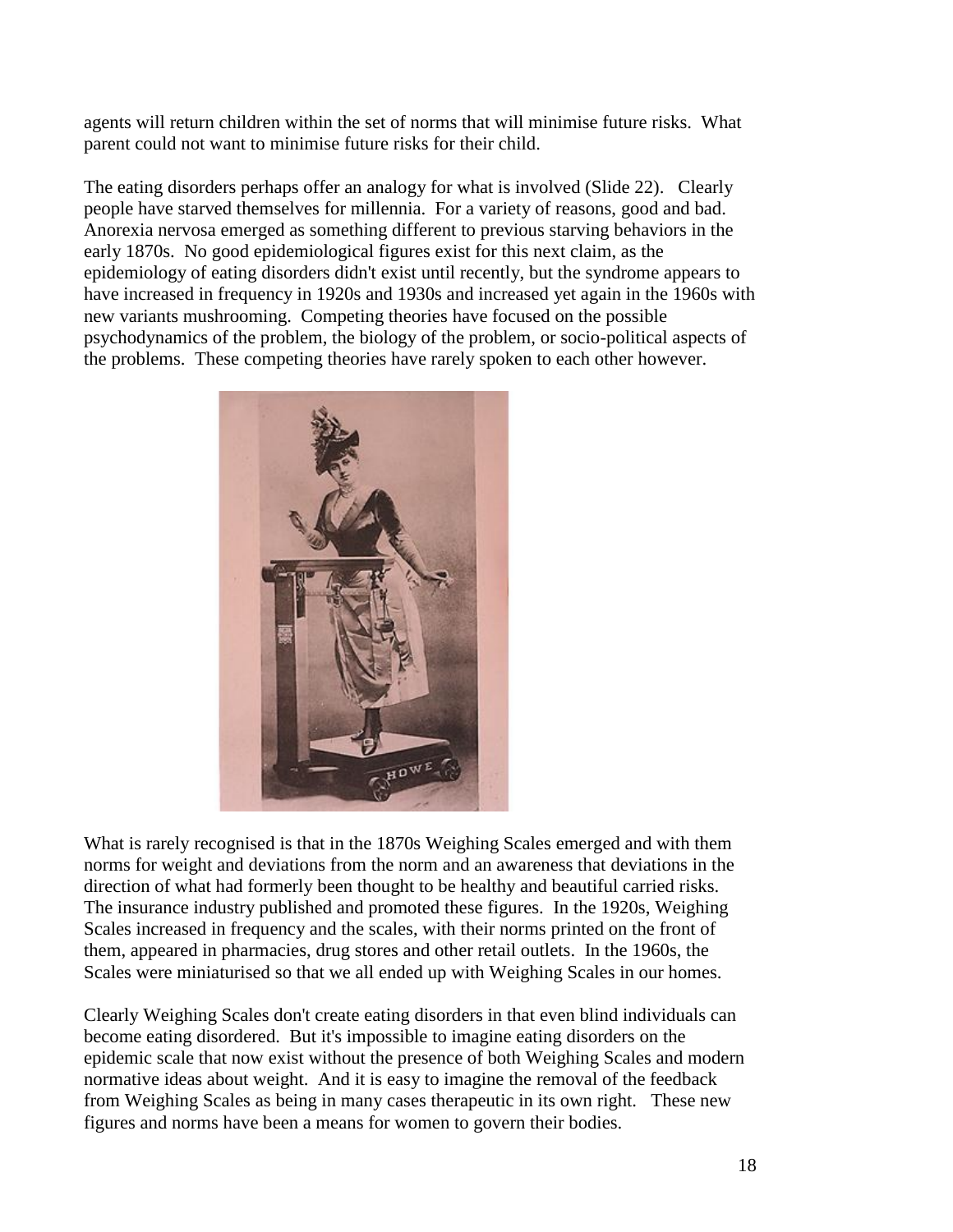agents will return children within the set of norms that will minimise future risks. What parent could not want to minimise future risks for their child.

The eating disorders perhaps offer an analogy for what is involved (Slide 22). Clearly people have starved themselves for millennia. For a variety of reasons, good and bad. Anorexia nervosa emerged as something different to previous starving behaviors in the early 1870s. No good epidemiological figures exist for this next claim, as the epidemiology of eating disorders didn't exist until recently, but the syndrome appears to have increased in frequency in 1920s and 1930s and increased yet again in the 1960s with new variants mushrooming. Competing theories have focused on the possible psychodynamics of the problem, the biology of the problem, or socio-political aspects of the problems. These competing theories have rarely spoken to each other however.

What is rarely recognised is that in the 1870s Weighing Scales emerged and with them norms for weight and deviations from the norm and an awareness that deviations in the direction of what had formerly been thought to be healthy and beautiful carried risks. The insurance industry published and promoted these figures. In the 1920s, Weighing Scales increased in frequency and the scales, with their norms printed on the front of them, appeared in pharmacies, drug stores and other retail outlets. In the 1960s, the Scales were miniaturised so that we all ended up with Weighing Scales in our homes.

Clearly Weighing Scales don't create eating disorders in that even blind individuals can become eating disordered. But it's impossible to imagine eating disorders on the epidemic scale that now exist without the presence of both Weighing Scales and modern normative ideas about weight. And it is easy to imagine the removal of the feedback from Weighing Scales as being in many cases therapeutic in its own right. These new figures and norms have been a means for women to govern their bodies.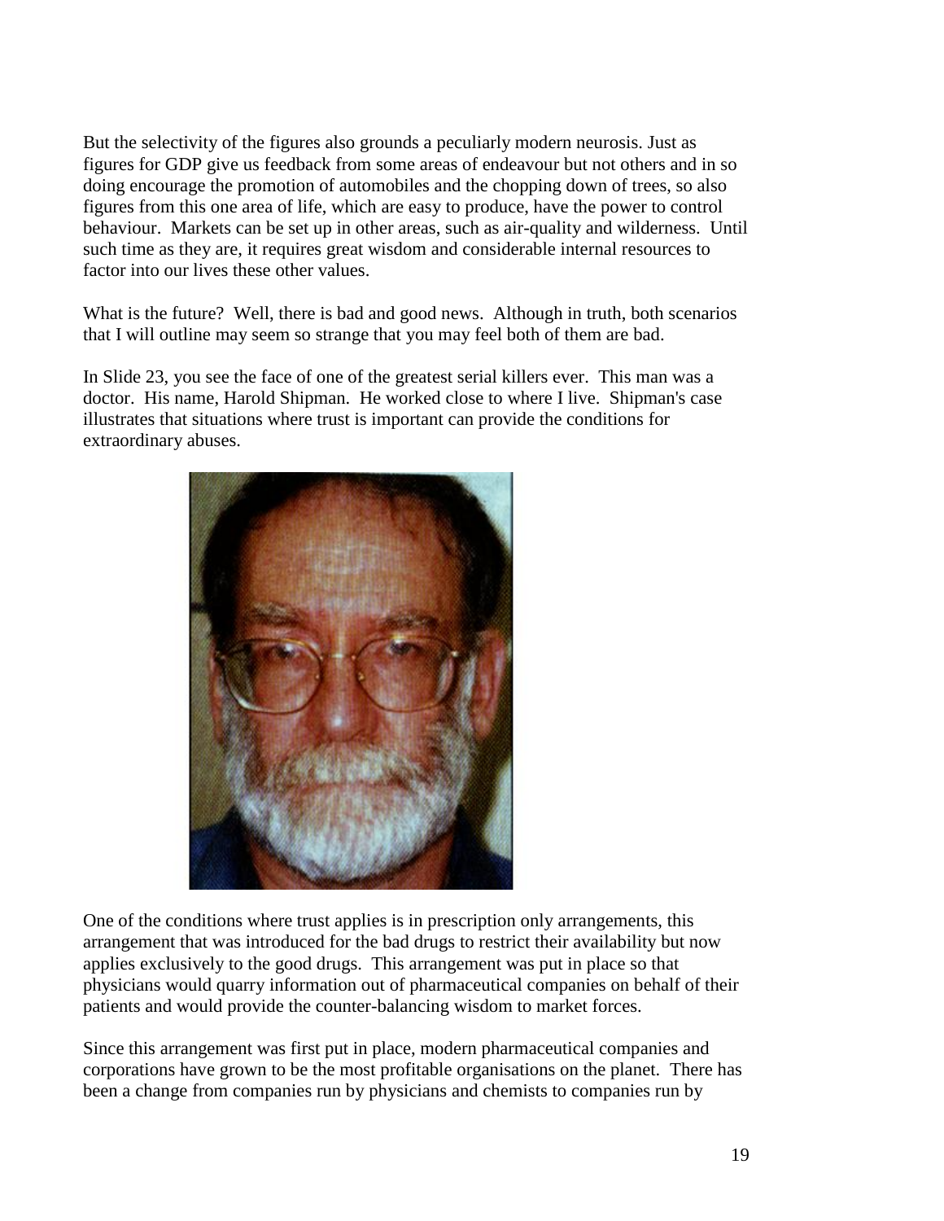But the selectivity of the figures also grounds a peculiarly modern neurosis. Just as figures for GDP give us feedback from some areas of endeavour but not others and in so doing encourage the promotion of automobiles and the chopping down of trees, so also figures from this one area of life, which are easy to produce, have the power to control behaviour. Markets can be set up in other areas, such as air-quality and wilderness. Until such time as they are, it requires great wisdom and considerable internal resources to factor into our lives these other values.

What is the future? Well, there is bad and good news. Although in truth, both scenarios that I will outline may seem so strange that you may feel both of them are bad.

In Slide 23, you see the face of one of the greatest serial killers ever. This man was a doctor. His name, Harold Shipman. He worked close to where I live. Shipman's case illustrates that situations where trust is important can provide the conditions for extraordinary abuses.

One of the conditions where trust applies is in prescription only arrangements, this arrangement that was introduced for the bad drugs to restrict their availability but now applies exclusively to the good drugs. This arrangement was put in place so that physicians would quarry information out of pharmaceutical companies on behalf of their patients and would provide the counter-balancing wisdom to market forces.

Since this arrangement was first put in place, modern pharmaceutical companies and corporations have grown to be the most profitable organisations on the planet. There has been a change from companies run by physicians and chemists to companies run by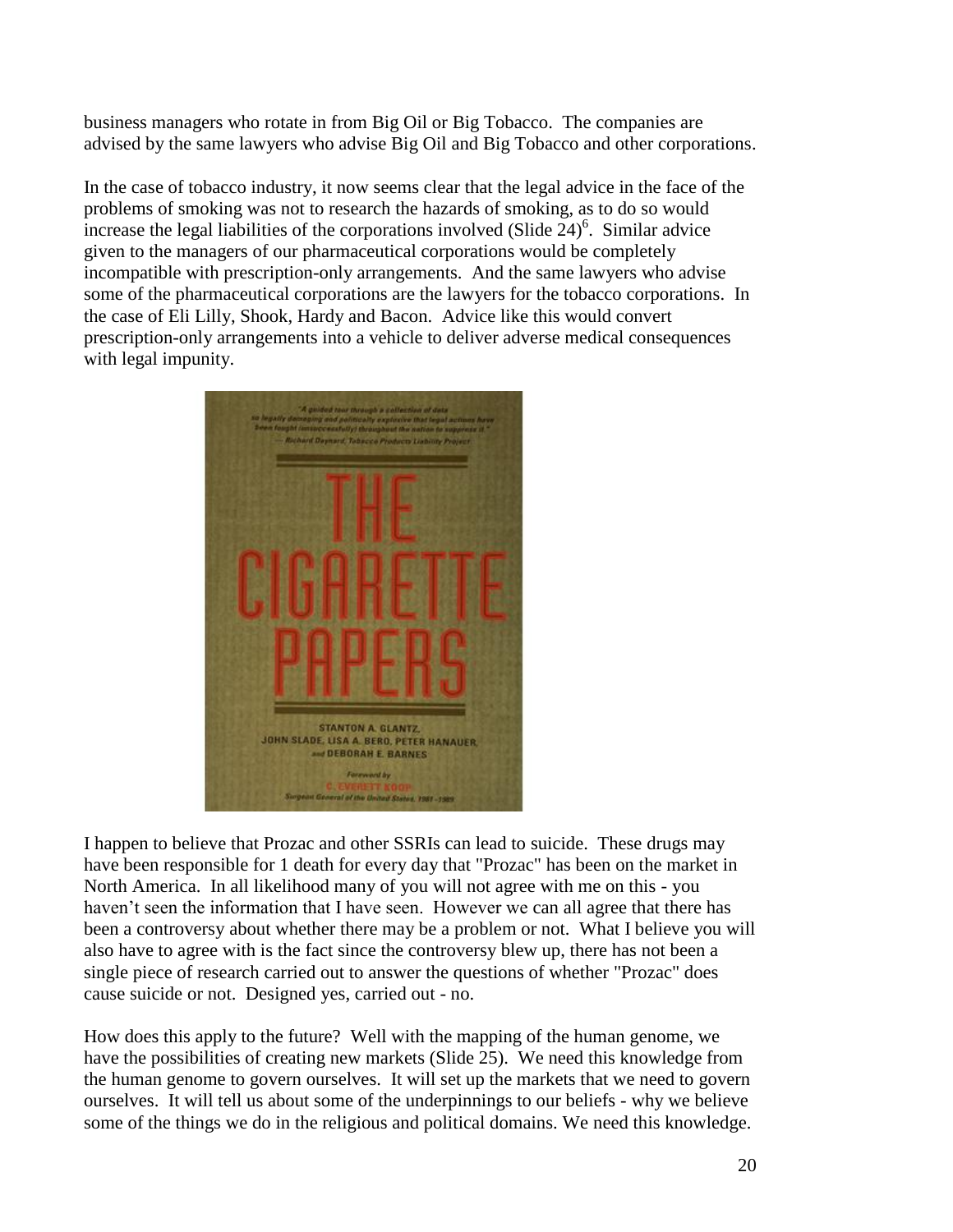business managers who rotate in from Big Oil or Big Tobacco. The companies are advised by the same lawyers who advise Big Oil and Big Tobacco and other corporations.

In the case of tobacco industry, it now seems clear that the legal advice in the face of the problems of smoking was not to research the hazards of smoking, as to do so would increase the legal liabilities of the corporations involved (Slide 24)[6]. Similar advice given to the managers of our pharmaceutical corporations would be completely incompatible with prescription-only arrangements. And the same lawyers who advise some of the pharmaceutical corporations are the lawyers for the tobacco corporations. In the case of Eli Lilly, Shook, Hardy and Bacon. Advice like this would convert prescription-only arrangements into a vehicle to deliver adverse medical consequences with legal impunity.

I happen to believe that Prozac and other SSRIs can lead to suicide. These drugs may have been responsible for 1 death for every day that "Prozac" has been on the market in North America. In all likelihood many of you will not agree with me on this - you haven't seen the information that I have seen. However we can all agree that there has been a controversy about whether there may be a problem or not. What I believe you will also have to agree with is the fact since the controversy blew up, there has not been a single piece of research carried out to answer the questions of whether "Prozac" does cause suicide or not. Designed yes, carried out - no.

How does this apply to the future? Well with the mapping of the human genome, we have the possibilities of creating new markets (Slide 25). We need this knowledge from the human genome to govern ourselves. It will set up the markets that we need to govern ourselves. It will tell us about some of the underpinnings to our beliefs - why we believe some of the things we do in the religious and political domains. We need this knowledge.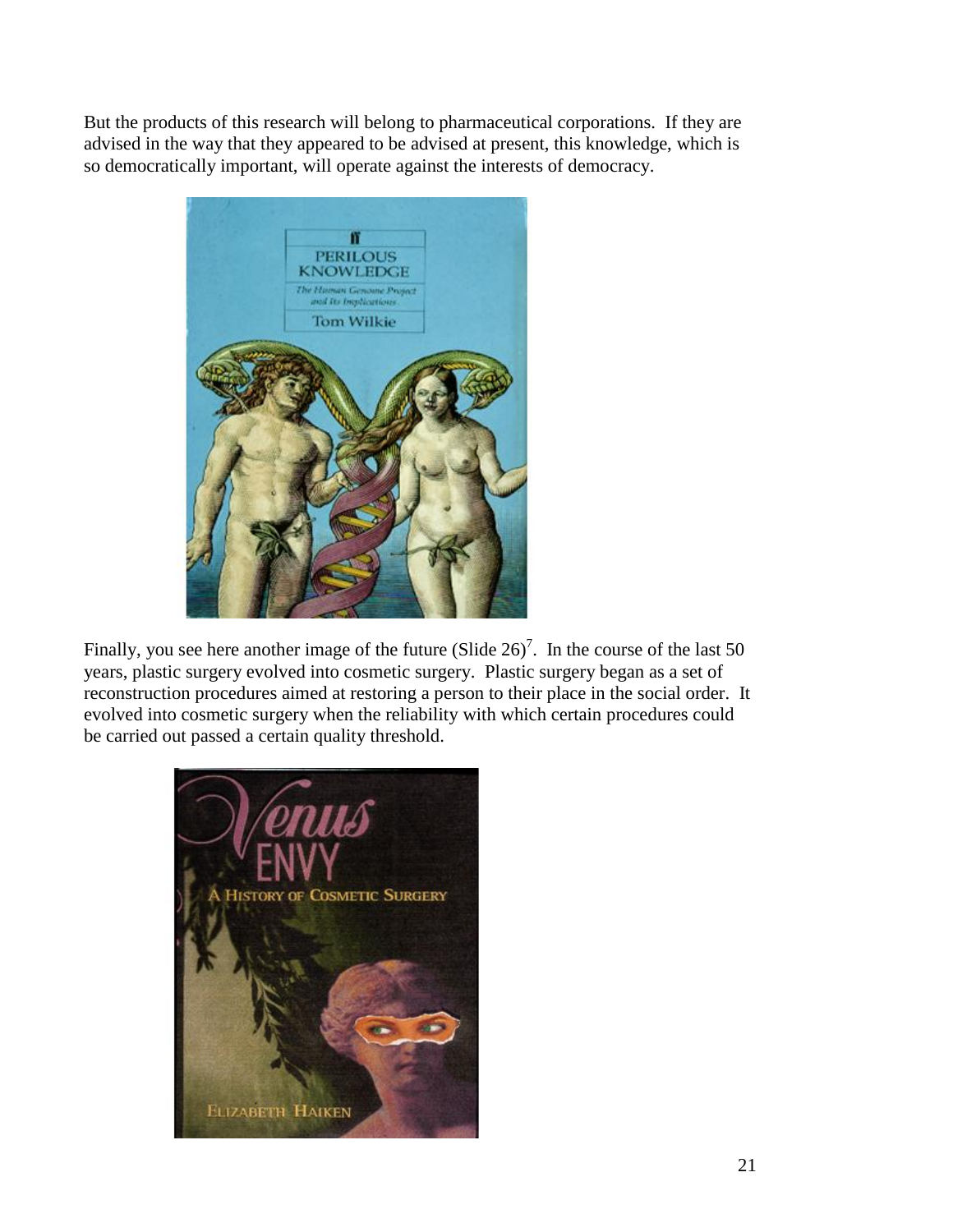But the products of this research will belong to pharmaceutical corporations. If they are advised in the way that they appeared to be advised at present, this knowledge, which is so democratically important, will operate against the interests of democracy.

Finally, you see here another image of the future (Slide 26)[7]. In the course of the last 50 years, plastic surgery evolved into cosmetic surgery. Plastic surgery began as a set of reconstruction procedures aimed at restoring a person to their place in the social order. It evolved into cosmetic surgery when the reliability with which certain procedures could be carried out passed a certain quality threshold.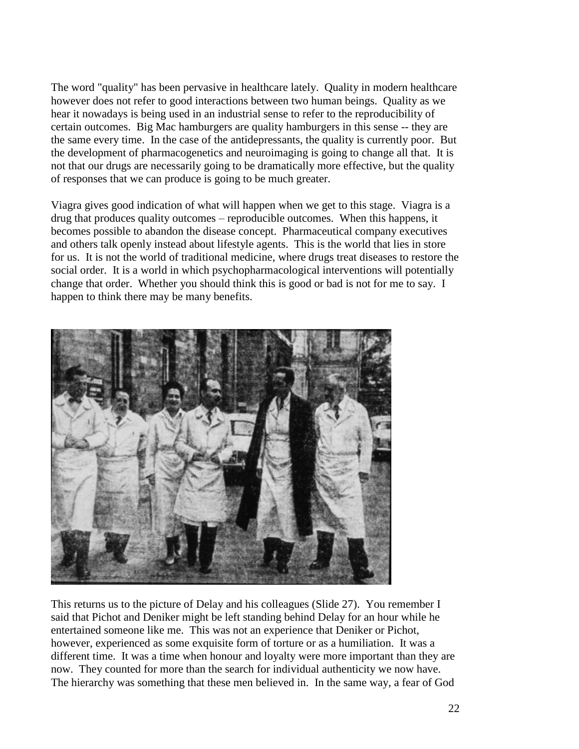The word "quality" has been pervasive in healthcare lately. Quality in modern healthcare however does not refer to good interactions between two human beings. Quality as we hear it nowadays is being used in an industrial sense to refer to the reproducibility of certain outcomes. Big Mac hamburgers are quality hamburgers in this sense -- they are the same every time. In the case of the antidepressants, the quality is currently poor. But the development of pharmacogenetics and neuroimaging is going to change all that. It is not that our drugs are necessarily going to be dramatically more effective, but the quality of responses that we can produce is going to be much greater.

Viagra gives good indication of what will happen when we get to this stage. Viagra is a drug that produces quality outcomes – reproducible outcomes. When this happens, it becomes possible to abandon the disease concept. Pharmaceutical company executives and others talk openly instead about lifestyle agents. This is the world that lies in store for us. It is not the world of traditional medicine, where drugs treat diseases to restore the social order. It is a world in which psychopharmacological interventions will potentially change that order. Whether you should think this is good or bad is not for me to say. I happen to think there may be many benefits.

This returns us to the picture of Delay and his colleagues (Slide 27). You remember I said that Pichot and Deniker might be left standing behind Delay for an hour while he entertained someone like me. This was not an experience that Deniker or Pichot, however, experienced as some exquisite form of torture or as a humiliation. It was a different time. It was a time when honour and loyalty were more important than they are now. They counted for more than the search for individual authenticity we now have. The hierarchy was something that these men believed in. In the same way, a fear of God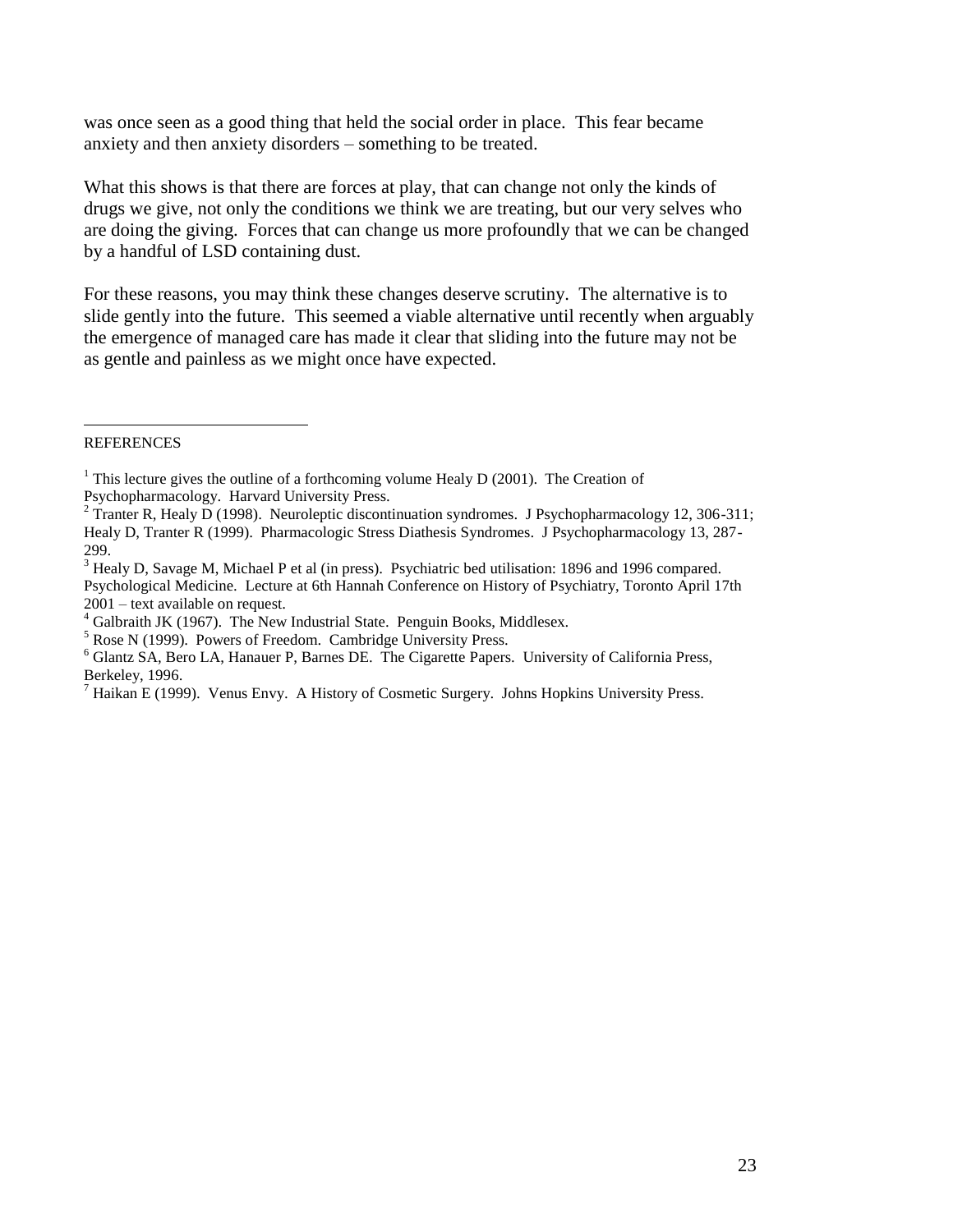was once seen as a good thing that held the social order in place. This fear became anxiety and then anxiety disorders – something to be treated.

What this shows is that there are forces at play, that can change not only the kinds of drugs we give, not only the conditions we think we are treating, but our very selves who are doing the giving. Forces that can change us more profoundly that we can be changed by a handful of LSD containing dust.

For these reasons, you may think these changes deserve scrutiny. The alternative is to slide gently into the future. This seemed a viable alternative until recently when arguably the emergence of managed care has made it clear that sliding into the future may not be as gentle and painless as we might once have expected.

---

REFERENCES

[1] This lecture gives the outline of a forthcoming volume Healy D (2001). The Creation of Psychopharmacology. Harvard University Press.

[2] Tranter R, Healy D (1998). Neuroleptic discontinuation syndromes. J Psychopharmacology 12, 306-311; Healy D, Tranter R (1999). Pharmacologic Stress Diathesis Syndromes. J Psychopharmacology 13, 287-299.

[3] Healy D, Savage M, Michael P et al (in press). Psychiatric bed utilisation: 1896 and 1996 compared. Psychological Medicine. Lecture at 6th Hannah Conference on History of Psychiatry, Toronto April 17th 2001 – text available on request.

[4] Galbraith JK (1967). The New Industrial State. Penguin Books, Middlesex.

[5] Rose N (1999). Powers of Freedom. Cambridge University Press.

[6] Glantz SA, Bero LA, Hanauer P, Barnes DE. The Cigarette Papers. University of California Press, Berkeley, 1996.

[7] Haikan E (1999). Venus Envy. A History of Cosmetic Surgery. Johns Hopkins University Press.